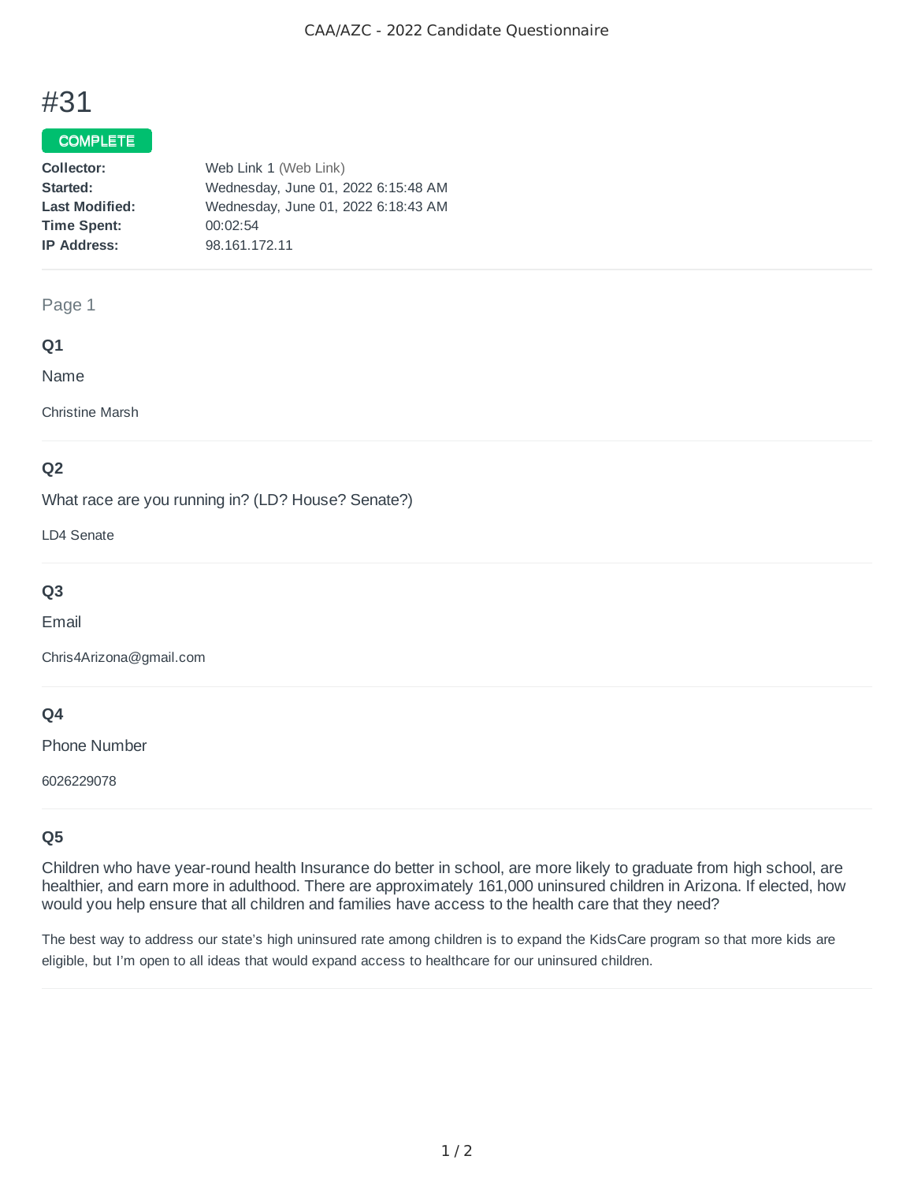# #31

**COMPLETE**

**Collector:** Web Link 1 (Web Link)
**Started:** Wednesday, June 01, 2022 6:15:48 AM
**Last Modified:** Wednesday, June 01, 2022 6:18:43 AM
**Time Spent:** 00:02:54
**IP Address:** 98.161.172.11

---

Page 1

### Q1

Name

Christine Marsh

### Q2

What race are you running in? (LD? House? Senate?)

LD4 Senate

### Q3

Email

Chris4Arizona@gmail.com

### Q4

Phone Number

6026229078

### Q5

Children who have year-round health Insurance do better in school, are more likely to graduate from high school, are healthier, and earn more in adulthood. There are approximately 161,000 uninsured children in Arizona. If elected, how would you help ensure that all children and families have access to the health care that they need?

The best way to address our state's high uninsured rate among children is to expand the KidsCare program so that more kids are eligible, but I'm open to all ideas that would expand access to healthcare for our uninsured children.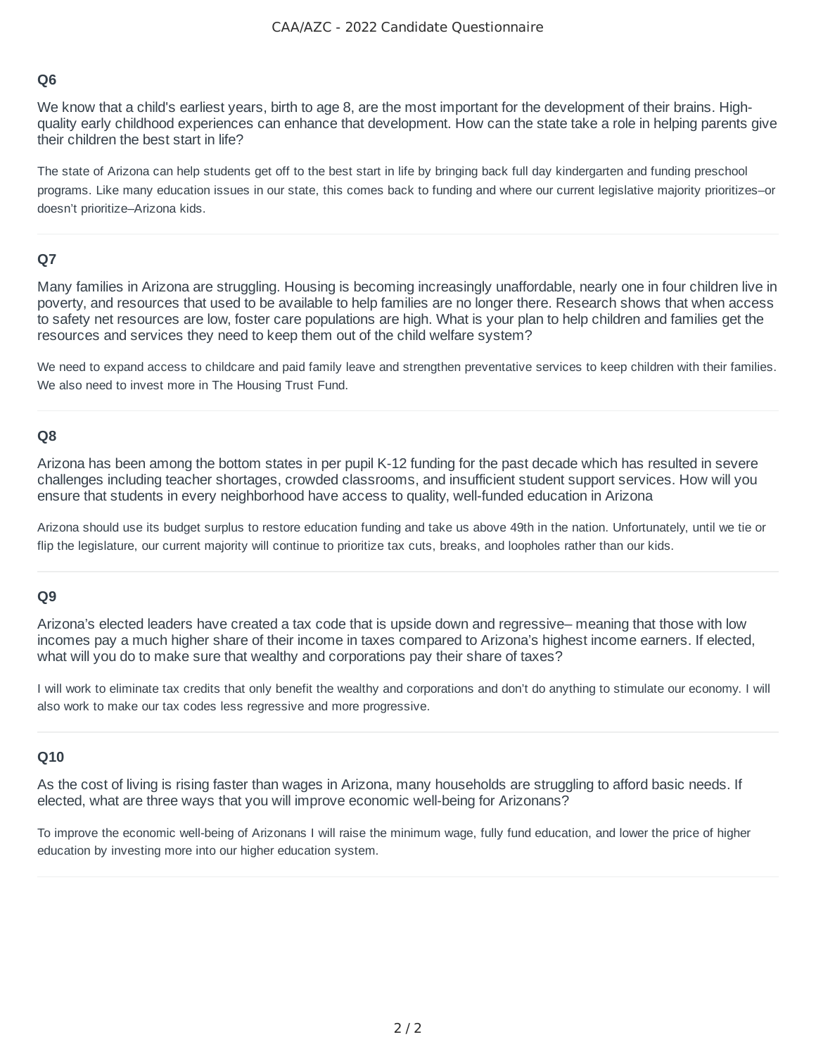**Q6**

We know that a child's earliest years, birth to age 8, are the most important for the development of their brains. High-quality early childhood experiences can enhance that development. How can the state take a role in helping parents give their children the best start in life?

The state of Arizona can help students get off to the best start in life by bringing back full day kindergarten and funding preschool programs. Like many education issues in our state, this comes back to funding and where our current legislative majority prioritizes–or doesn't prioritize–Arizona kids.

---

**Q7**

Many families in Arizona are struggling. Housing is becoming increasingly unaffordable, nearly one in four children live in poverty, and resources that used to be available to help families are no longer there. Research shows that when access to safety net resources are low, foster care populations are high. What is your plan to help children and families get the resources and services they need to keep them out of the child welfare system?

We need to expand access to childcare and paid family leave and strengthen preventative services to keep children with their families. We also need to invest more in The Housing Trust Fund.

---

**Q8**

Arizona has been among the bottom states in per pupil K-12 funding for the past decade which has resulted in severe challenges including teacher shortages, crowded classrooms, and insufficient student support services. How will you ensure that students in every neighborhood have access to quality, well-funded education in Arizona

Arizona should use its budget surplus to restore education funding and take us above 49th in the nation. Unfortunately, until we tie or flip the legislature, our current majority will continue to prioritize tax cuts, breaks, and loopholes rather than our kids.

---

**Q9**

Arizona's elected leaders have created a tax code that is upside down and regressive– meaning that those with low incomes pay a much higher share of their income in taxes compared to Arizona's highest income earners. If elected, what will you do to make sure that wealthy and corporations pay their share of taxes?

I will work to eliminate tax credits that only benefit the wealthy and corporations and don't do anything to stimulate our economy. I will also work to make our tax codes less regressive and more progressive.

---

**Q10**

As the cost of living is rising faster than wages in Arizona, many households are struggling to afford basic needs. If elected, what are three ways that you will improve economic well-being for Arizonans?

To improve the economic well-being of Arizonans I will raise the minimum wage, fully fund education, and lower the price of higher education by investing more into our higher education system.